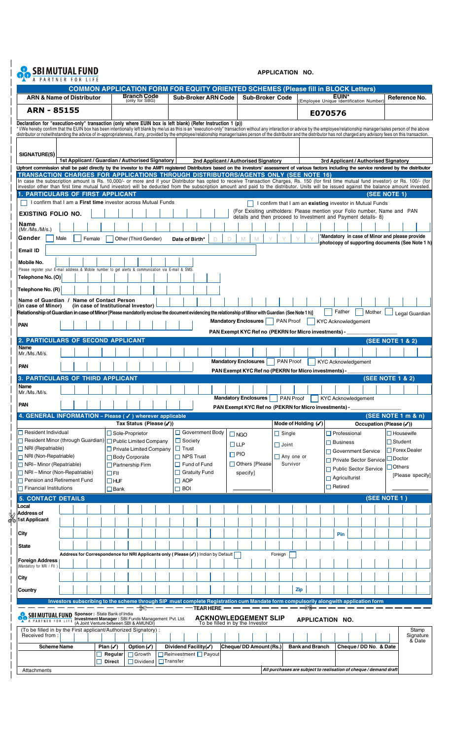**SBI MUTUAL FUND**
A PARTNER FOR LIFE

**APPLICATION NO.**

## COMMON APPLICATION FORM FOR EQUITY ORIENTED SCHEMES (Please fill in BLOCK Letters)

| ARN & Name of Distributor | Branch Code (only for SBG) | Sub-Broker ARN Code | Sub-Broker Code | EUIN* (Employee Unique Identification Number) | Reference No. |
|---|---|---|---|---|---|
| ARN - 85155 | | | | E070576 | |

**Declaration for "execution-only" transaction (only where EUIN box is left blank) (Refer Instruction 1 (p))**

* I/We hereby confirm that the EUIN box has been intentionally left blank by me/us as this is an "execution-only" transaction without any interaction or advice by the employee/relationship manager/sales person of the above distributor or notwithstanding the advice of in-appropriateness, if any, provided by the employee/relationship manager/sales person of the distributor and the distributor has not charged any advisory fees on this transaction.

| SIGNATURE(S) | | | |
|---|---|---|---|
| | 1st Applicant / Guardian / Authorised Signatory | 2nd Applicant / Authorised Signatory | 3rd Applicant / Authorised Signatory |

Upfront commission shall be paid directly by the investor to the AMFI registered Distributors based on the investors' assessment of various factors including the service rendered by the distributor

**TRANSACTION CHARGES FOR APPLICATIONS THROUGH DISTRIBUTORS/AGENTS ONLY (SEE NOTE 16)**

In case the subscription amount is Rs. 10,000/- or more and if your Distributor has opted to receive Transaction Charges, Rs. 150 (for first time mutual fund investor) or Rs. 100/- (for investor other than first time mutual fund investor) will be deducted from the subscription amount and paid to the distributor. Units will be issued against the balance amount invested.

### 1. PARTICULARS OF FIRST APPLICANT (SEE NOTE 1)

☐ I confirm that I am a **First time** investor across Mutual Funds

☐ I confirm that I am an **existing** investor in Mutual Funds (For Exisiting unitholders: Please mention your Folio number, Name and PAN details and then proceed to Investment and Payment details- 8)

**EXISTING FOLIO NO.**

**Name** (Mr./Ms./M/s.)

**Gender** ☐ Male ☐ Female ☐ Other (Third Gender) **Date of Birth*** D D M M Y Y Y Y

*Mandatory in case of Minor and please provide photocopy of supporting documents (See Note 1 h)

**Email ID**

**Mobile No.**

Please register your E-mail address & Mobile number to get alerts & communication via E-mail & SMS.

**Telephone No. (O)**

**Telephone No. (R)**

**Name of Guardian / Name of Contact Person**
**(in case of Minor) (in case of Institutional Investor)**

**Relationship of Guardian in case of Minor [Please mandatorily enclose the document evidencing the relationship of Minor with Guardian (See Note 1 h)]** ☐ Father ☐ Mother ☐ Legal Guardian

**PAN**

**Mandatory Enclosures** ☐ PAN Proof ☐ KYC Acknowledgement

**PAN Exempt KYC Ref no (PEKRN for Micro investments) -** ____________

### 2. PARTICULARS OF SECOND APPLICANT (SEE NOTE 1 & 2)

**Name** Mr./Ms./M/s.

**PAN**

**Mandatory Enclosures** ☐ PAN Proof ☐ KYC Acknowledgement

**PAN Exempt KYC Ref no (PEKRN for Micro investments) -** ____________

### 3. PARTICULARS OF THIRD APPLICANT (SEE NOTE 1 & 2)

**Name** Mr./Ms./M/s.

**PAN**

**Mandatory Enclosures** ☐ PAN Proof ☐ KYC Acknowledgement

**PAN Exempt KYC Ref no (PEKRN for Micro investments) -** ____________

### 4. GENERAL INFORMATION - Please ( ✓ ) wherever applicable (SEE NOTE 1 m & n)

**Tax Status (Please (✓))**

- ☐ Resident Individual
- ☐ Resident Minor (through Guardian)
- ☐ NRI (Repatriable)
- ☐ NRI (Non-Repatriable)
- ☐ NRI– Minor (Repatriable)
- ☐ NRI – Minor (Non-Repatriable)
- ☐ Pension and Retirement Fund
- ☐ Financial Institutions
- ☐ Sole-Proprietor
- ☐ Public Limited Company
- ☐ Private Limited Company
- ☐ Body Corporate
- ☐ Partnership Firm
- ☐ FII
- ☐ HUF
- ☐ Bank
- ☐ Government Body
- ☐ Society
- ☐ Trust
- ☐ NPS Trust
- ☐ Fund of Fund
- ☐ Gratuity Fund
- ☐ AOP
- ☐ BOI
- ☐ NGO
- ☐ LLP
- ☐ PIO
- ☐ Others [Please specify] ____________

**Mode of Holding (✓)**

- ☐ Single
- ☐ Joint
- ☐ Any one or Survivor

**Occupation (Please (✓))**

- ☐ Professional
- ☐ Business
- ☐ Government Service
- ☐ Private Sector Service
- ☐ Public Sector Service
- ☐ Agriculturist
- ☐ Retired
- ☐ Housewife
- ☐ Student
- ☐ Forex Dealer
- ☐ Doctor
- ☐ Others [Please specify] ____________

### 5. CONTACT DETAILS (SEE NOTE 1 )

**Local Address of 1st Applicant**

**City** **Pin**

**State**

**Address for Correspondence for NRI Applicants only ( Please (✓) ) Indian by Default** ☐ **Foreign** ☐

**Foreign Address** (Mandatory for NRI / FII )

**City**

**Country** **Zip**

**Investors subscribing to the scheme through SIP must complete Registration cum Mandate form compulsorily alongwith application form**

---

**TEAR HERE**

**SBI MUTUAL FUND** A PARTNER FOR LIFE
**Sponsor :** State Bank of India
**Investment Manager :** SBI Funds Management Pvt. Ltd. (A Joint Venture between SBI & AMUNDI)

**ACKNOWLEDGEMENT SLIP**
To be filled in by the Investor

**APPLICATION NO.**

(To be filled in by the First applicant/Authorized Signatory) :
Received from :

Stamp Signature & Date

| Scheme Name | Plan (✓) | Option (✓) | Dividend Facility(✓) | Cheque/ DD Amount (Rs.) | Bank and Branch | Cheque / DD No. & Date |
|---|---|---|---|---|---|---|
| | ☐ Regular ☐ Direct | ☐ Growth ☐ Dividend | ☐ Reinvestment ☐ Payout ☐ Transfer | | | |

Attachments

*All purchases are subject to realisation of cheque / demand draft*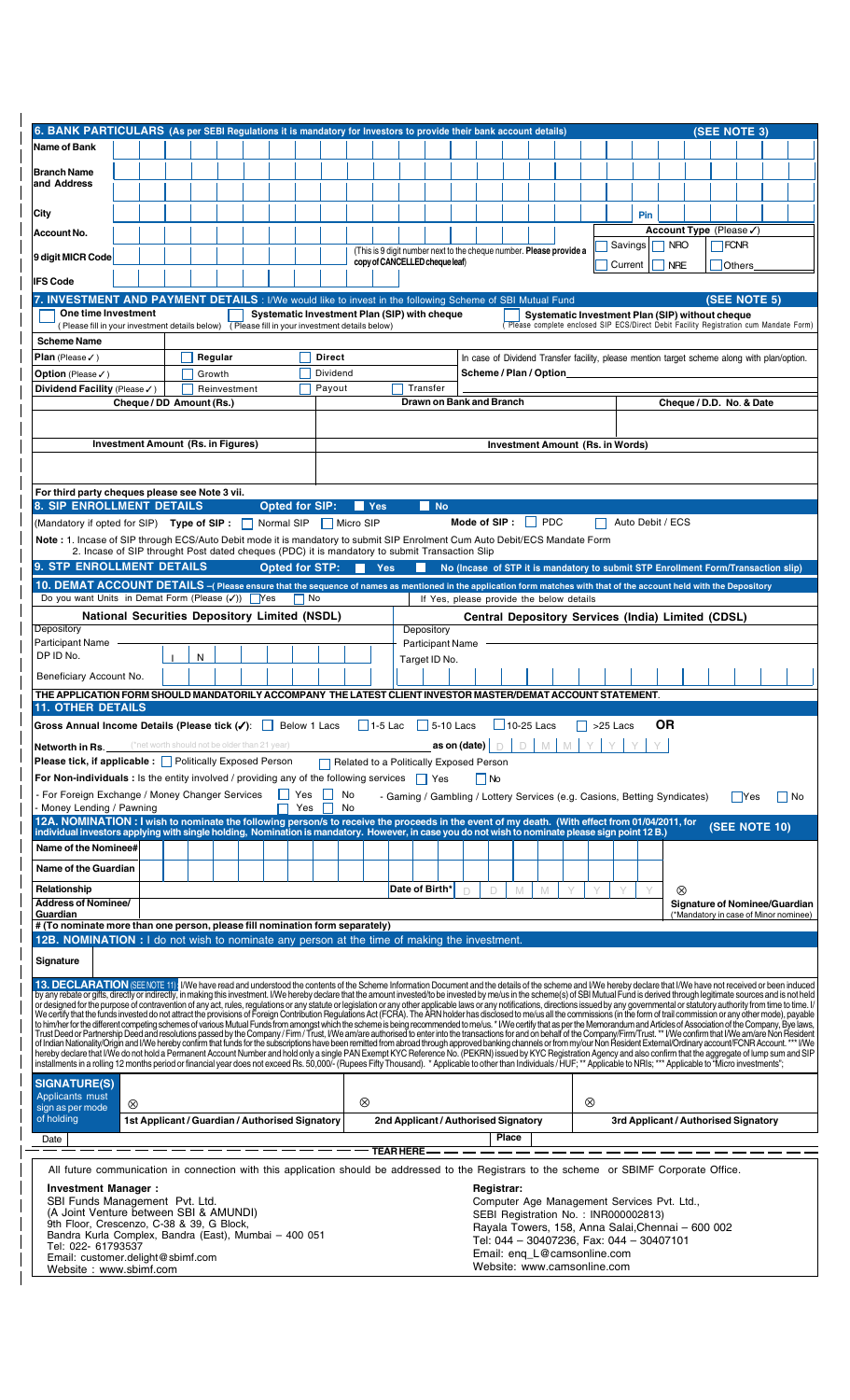## 6. BANK PARTICULARS (As per SEBI Regulations it is mandatory for Investors to provide their bank account details) (SEE NOTE 3)

Name of Bank

Branch Name and Address

City Pin

Account No.

Account Type (Please ✓) Savings NRO FCNR Current NRE Others

9 digit MICR Code (This is 9 digit number next to the cheque number. **Please provide a copy of CANCELLED cheque leaf**)

IFS Code

## 7. INVESTMENT AND PAYMENT DETAILS : I/We would like to invest in the following Scheme of SBI Mutual Fund (SEE NOTE 5)

**One time Investment** (Please fill in your investment details below)

**Systematic Investment Plan (SIP) with cheque** (Please fill in your investment details below)

**Systematic Investment Plan (SIP) without cheque** (Please complete enclosed SIP ECS/Direct Debit Facility Registration cum Mandate Form)

| | | | |
|---|---|---|---|
| **Scheme Name** | | | |
| **Plan** (Please ✓) | Regular | Direct | In case of Dividend Transfer facility, please mention target scheme along with plan/option. |
| **Option** (Please ✓) | Growth | Dividend | Scheme / Plan / Option |
| **Dividend Facility** (Please ✓) | Reinvestment | Payout | Transfer |
| Cheque / DD Amount (Rs.) | | Drawn on Bank and Branch | Cheque / D.D. No. & Date |
| | | | |
| Investment Amount (Rs. in Figures) | | Investment Amount (Rs. in Words) | |
| | | | |

For third party cheques please see Note 3 vii.

## 8. SIP ENROLLMENT DETAILS Opted for SIP: Yes No

(Mandatory if opted for SIP) **Type of SIP :** Normal SIP Micro SIP **Mode of SIP :** PDC Auto Debit / ECS

**Note :** 1. Incase of SIP through ECS/Auto Debit mode it is mandatory to submit SIP Enrolment Cum Auto Debit/ECS Mandate Form
2. Incase of SIP through Post dated cheques (PDC) it is mandatory to submit Transaction Slip

## 9. STP ENROLLMENT DETAILS Opted for STP: Yes No (Incase of STP it is mandatory to submit STP Enrollment Form/Transaction slip)

## 10. DEMAT ACCOUNT DETAILS –(Please ensure that the sequence of names as mentioned in the application form matches with that of the account held with the Depository

Do you want Units in Demat Form (Please (✓)) Yes No — If Yes, please provide the below details

| National Securities Depository Limited (NSDL) | Central Depository Services (India) Limited (CDSL) |
|---|---|
| Depository Participant Name | Depository Participant Name |
| DP ID No. I N | Target ID No. |
| Beneficiary Account No. | |

**THE APPLICATION FORM SHOULD MANDATORILY ACCOMPANY THE LATEST CLIENT INVESTOR MASTER/DEMAT ACCOUNT STATEMENT.**

## 11. OTHER DETAILS

**Gross Annual Income Details (Please tick (✓)):** Below 1 Lacs 1-5 Lac 5-10 Lacs 10-25 Lacs >25 Lacs **OR**

**Networth in Rs.** ________ (*net worth should not be older than 21 year) **as on (date)** D D M M Y Y Y Y

**Please tick, if applicable :** Politically Exposed Person Related to a Politically Exposed Person

**For Non-individuals :** Is the entity involved / providing any of the following services Yes No

- For Foreign Exchange / Money Changer Services Yes No
- Money Lending / Pawning Yes No
- Gaming / Gambling / Lottery Services (e.g. Casions, Betting Syndicates) Yes No

## 12A. NOMINATION : I wish to nominate the following person/s to receive the proceeds in the event of my death. (With effect from 01/04/2011, for individual investors applying with single holding, Nomination is mandatory. However, in case you do not wish to nominate please sign point 12 B.) (SEE NOTE 10)

Name of the Nominee#

Name of the Guardian

Relationship Date of Birth* D D M M Y Y Y Y

Address of Nominee/ Guardian

Signature of Nominee/Guardian (*Mandatory in case of Minor nominee)

**# (To nominate more than one person, please fill nomination form separately)**

## 12B. NOMINATION : I do not wish to nominate any person at the time of making the investment.

Signature

**13. DECLARATION** (SEE NOTE 11): I/We have read and understood the contents of the Scheme Information Document and the details of the scheme and I/We hereby declare that I/We have not received or been induced by any rebate or gifts, directly or indirectly, in making this investment. I/We hereby declare that the amount invested/to be invested by me/us in the scheme(s) of SBI Mutual Fund is derived through legitimate sources and is not held or designed for the purpose of contravention of any act, rules, regulations or any statute or legislation or any other applicable laws or any notifications, directions issued by any governmental or statutory authority from time to time. I/We certify that the funds invested do not attract the provisions of Foreign Contribution Regulations Act (FCRA). The ARN holder has disclosed to me/us all the commissions (in the form of trail commission or any other mode), payable to him/her for the different competing schemes of various Mutual Funds from amongst which the scheme is being recommended to me/us. * I/We certify that as per the Memorandum and Articles of Association of the Company, Bye laws, Trust Deed or Partnership Deed and resolutions passed by the Company / Firm / Trust, I/We am/are authorised to enter into the transactions for and on behalf of the Company/Firm/Trust. ** I/We confirm that I/We am/are Non Resident of Indian Nationality/Origin and I/We hereby confirm that funds for the subscriptions have been remitted from abroad through approved banking channels or from my/our Non Resident External/Ordinary account/FCNR Account. *** I/We hereby declare that I/We do not hold a Permanent Account Number and hold only a single PAN Exempt KYC Reference No. (PEKRN) issued by KYC Registration Agency and also confirm that the aggregate of lump sum and SIP installments in a rolling 12 months period or financial year does not exceed Rs. 50,000/- (Rupees Fifty Thousand). * Applicable to other than Individuals / HUF; ** Applicable to NRIs; *** Applicable to "Micro investments";

**SIGNATURE(S)** Applicants must sign as per mode of holding

| 1st Applicant / Guardian / Authorised Signatory | 2nd Applicant / Authorised Signatory | 3rd Applicant / Authorised Signatory |
|---|---|---|

Date Place

TEAR HERE

All future communication in connection with this application should be addressed to the Registrars to the scheme or SBIMF Corporate Office.

**Investment Manager :**
SBI Funds Management Pvt. Ltd.
(A Joint Venture between SBI & AMUNDI)
9th Floor, Crescenzo, C-38 & 39, G Block,
Bandra Kurla Complex, Bandra (East), Mumbai – 400 051
Tel: 022- 61793537
Email: customer.delight@sbimf.com
Website : www.sbimf.com

**Registrar:**
Computer Age Management Services Pvt. Ltd.,
SEBI Registration No. : INR000002813)
Rayala Towers, 158, Anna Salai, Chennai – 600 002
Tel: 044 – 30407236, Fax: 044 – 30407101
Email: enq_L@camsonline.com
Website: www.camsonline.com